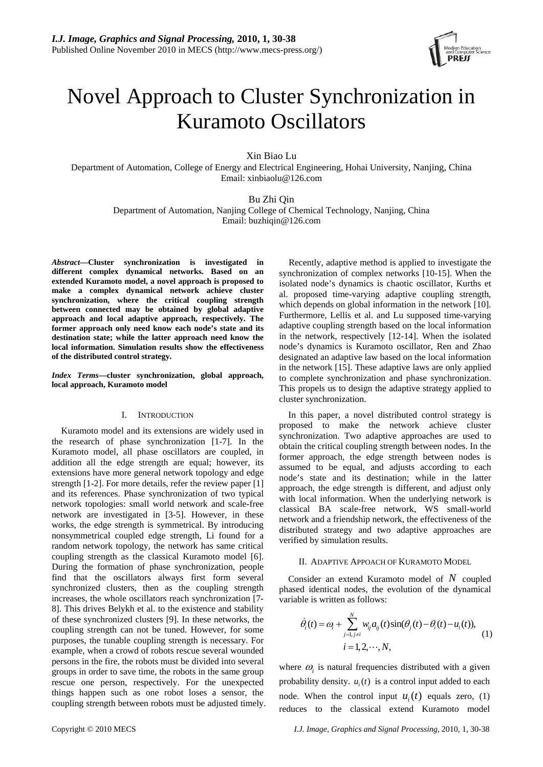# Novel Approach to Cluster Synchronization in Kuramoto Oscillators

Xin Biao Lu
Department of Automation, College of Energy and Electrical Engineering, Hohai University, Nanjing, China
Email: xinbiaolu@126.com

Bu Zhi Qin
Department of Automation, Nanjing College of Chemical Technology, Nanjing, China
Email: buzhiqin@126.com

***Abstract*—Cluster synchronization is investigated in different complex dynamical networks. Based on an extended Kuramoto model, a novel approach is proposed to make a complex dynamical network achieve cluster synchronization, where the critical coupling strength between connected may be obtained by global adaptive approach and local adaptive approach, respectively. The former approach only need know each node's state and its destination state; while the latter approach need know the local information. Simulation results show the effectiveness of the distributed control strategy.**

***Index Terms*—cluster synchronization, global approach, local approach, Kuramoto model**

## I. INTRODUCTION

Kuramoto model and its extensions are widely used in the research of phase synchronization [1-7]. In the Kuramoto model, all phase oscillators are coupled, in addition all the edge strength are equal; however, its extensions have more general network topology and edge strength [1-2]. For more details, refer the review paper [1] and its references. Phase synchronization of two typical network topologies: small world network and scale-free network are investigated in [3-5]. However, in these works, the edge strength is symmetrical. By introducing nonsymmetrical coupled edge strength, Li found for a random network topology, the network has same critical coupling strength as the classical Kuramoto model [6]. During the formation of phase synchronization, people find that the oscillators always first form several synchronized clusters, then as the coupling strength increases, the whole oscillators reach synchronization [7-8]. This drives Belykh et al. to the existence and stability of these synchronized clusters [9]. In these networks, the coupling strength can not be tuned. However, for some purposes, the tunable coupling strength is necessary. For example, when a crowd of robots rescue several wounded persons in the fire, the robots must be divided into several groups in order to save time, the robots in the same group rescue one person, respectively. For the unexpected things happen such as one robot loses a sensor, the coupling strength between robots must be adjusted timely.

Recently, adaptive method is applied to investigate the synchronization of complex networks [10-15]. When the isolated node's dynamics is chaotic oscillator, Kurths et al. proposed time-varying adaptive coupling strength, which depends on global information in the network [10]. Furthermore, Lellis et al. and Lu supposed time-varying adaptive coupling strength based on the local information in the network, respectively [12-14]. When the isolated node's dynamics is Kuramoto oscillator, Ren and Zhao designated an adaptive law based on the local information in the network [15]. These adaptive laws are only applied to complete synchronization and phase synchronization. This propels us to design the adaptive strategy applied to cluster synchronization.

In this paper, a novel distributed control strategy is proposed to make the network achieve cluster synchronization. Two adaptive approaches are used to obtain the critical coupling strength between nodes. In the former approach, the edge strength between nodes is assumed to be equal, and adjusts according to each node's state and its destination; while in the latter approach, the edge strength is different, and adjust only with local information. When the underlying network is classical BA scale-free network, WS small-world network and a friendship network, the effectiveness of the distributed strategy and two adaptive approaches are verified by simulation results.

## II. ADAPTIVE APPOACH OF KURAMOTO MODEL

Consider an extend Kuramoto model of $N$ coupled phased identical nodes, the evolution of the dynamical variable is written as follows:

$$\dot{\theta}_i(t) = \omega_i + \sum_{j=1, j\neq i}^{N} w_{ij} a_{ij}(t) \sin(\theta_j(t) - \theta_i(t) - u_i(t)), \quad i = 1, 2, \cdots, N, \tag{1}$$

where $\omega_i$ is natural frequencies distributed with a given probability density. $u_i(t)$ is a control input added to each node. When the control input $u_i(t)$ equals zero, (1) reduces to the classical extend Kuramoto model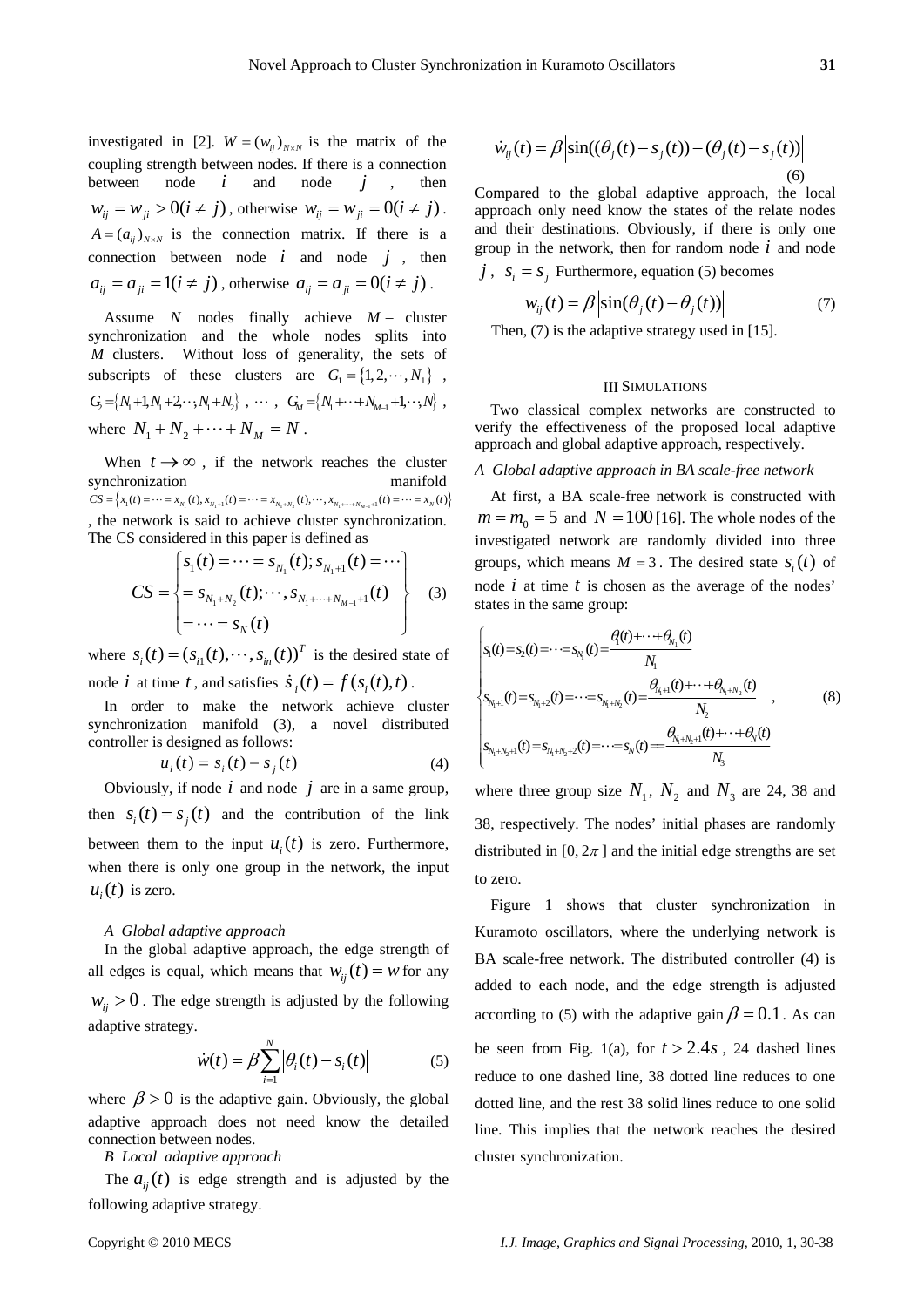investigated in [2]. $W=(w_{ij})_{N\times N}$ is the matrix of the coupling strength between nodes. If there is a connection between node $i$ and node $j$, then $w_{ij}=w_{ji}>0(i\neq j)$, otherwise $w_{ij}=w_{ji}=0(i\neq j)$. $A=(a_{ij})_{N\times N}$ is the connection matrix. If there is a connection between node $i$ and node $j$, then $a_{ij}=a_{ji}=1(i\neq j)$, otherwise $a_{ij}=a_{ji}=0(i\neq j)$.

Assume $N$ nodes finally achieve $M$ – cluster synchronization and the whole nodes splits into $M$ clusters. Without loss of generality, the sets of subscripts of these clusters are $G_1=\{1,2,\cdots,N_1\}$, $G_2=\{N_1+1,N_1+2,\cdots,N_1+N_2\}$, $\cdots$, $G_M=\{N_1+\cdots+N_{M-1}+1,\cdots,N\}$, where $N_1+N_2+\cdots+N_M=N$.

When $t\to\infty$, if the network reaches the cluster synchronization manifold $CS=\{x_1(t)=\cdots=x_{N_1}(t),x_{N_1+1}(t)=\cdots=x_{N_1+N_2}(t),\cdots,x_{N_1+\cdots+N_{M-1}+1}(t)=\cdots=x_N(t)\}$, the network is said to achieve cluster synchronization. The CS considered in this paper is defined as

$$CS=\left\{\begin{aligned}&s_1(t)=\cdots=s_{N_1}(t);s_{N_1+1}(t)=\cdots\\&=s_{N_1+N_2}(t);\cdots,s_{N_1+\cdots+N_{M-1}+1}(t)\\&=\cdots=s_N(t)\end{aligned}\right\} \tag{3}$$

where $s_i(t)=(s_{i1}(t),\cdots,s_{in}(t))^T$ is the desired state of node $i$ at time $t$, and satisfies $\dot{s}_i(t)=f(s_i(t),t)$.

In order to make the network achieve cluster synchronization manifold (3), a novel distributed controller is designed as follows:

$$u_i(t)=s_i(t)-s_j(t) \tag{4}$$

Obviously, if node $i$ and node $j$ are in a same group, then $s_i(t)=s_j(t)$ and the contribution of the link between them to the input $u_i(t)$ is zero. Furthermore, when there is only one group in the network, the input $u_i(t)$ is zero.

*A Global adaptive approach*

In the global adaptive approach, the edge strength of all edges is equal, which means that $w_{ij}(t)=w$ for any $w_{ij}>0$. The edge strength is adjusted by the following adaptive strategy.

$$\dot{w}(t)=\beta\sum_{i=1}^{N}\left|\theta_i(t)-s_i(t)\right| \tag{5}$$

where $\beta>0$ is the adaptive gain. Obviously, the global adaptive approach does not need know the detailed connection between nodes.

*B Local adaptive approach*

The $a_{ij}(t)$ is edge strength and is adjusted by the following adaptive strategy.

$$\dot{w}_{ij}(t)=\beta\left|\sin((\theta_j(t)-s_j(t))-(\theta_j(t)-s_j(t))\right| \tag{6}$$

Compared to the global adaptive approach, the local approach only need know the states of the relate nodes and their destinations. Obviously, if there is only one group in the network, then for random node $i$ and node $j$, $s_i=s_j$ Furthermore, equation (5) becomes

$$w_{ij}(t)=\beta\left|\sin(\theta_j(t)-\theta_j(t))\right| \tag{7}$$

Then, (7) is the adaptive strategy used in [15].

## III SIMULATIONS

Two classical complex networks are constructed to verify the effectiveness of the proposed local adaptive approach and global adaptive approach, respectively.

*A Global adaptive approach in BA scale-free network*

At first, a BA scale-free network is constructed with $m=m_0=5$ and $N=100$ [16]. The whole nodes of the investigated network are randomly divided into three groups, which means $M=3$. The desired state $s_i(t)$ of node $i$ at time $t$ is chosen as the average of the nodes' states in the same group:

$$\begin{cases}s_1(t)=s_2(t)=\cdots=s_{N_1}(t)=\dfrac{\theta_1(t)+\cdots+\theta_{N_1}(t)}{N_1}\\ s_{N_1+1}(t)=s_{N_1+2}(t)=\cdots=s_{N_1+N_2}(t)=\dfrac{\theta_{N_1+1}(t)+\cdots+\theta_{N_1+N_2}(t)}{N_2}\\ s_{N_1+N_2+1}(t)=s_{N_1+N_2+2}(t)=\cdots=s_N(t)=\dfrac{\theta_{N_1+N_2+1}(t)+\cdots+\theta_N(t)}{N_3}\end{cases}, \tag{8}$$

where three group size $N_1$, $N_2$ and $N_3$ are 24, 38 and 38, respectively. The nodes' initial phases are randomly distributed in $[0,2\pi]$ and the initial edge strengths are set to zero.

Figure 1 shows that cluster synchronization in Kuramoto oscillators, where the underlying network is BA scale-free network. The distributed controller (4) is added to each node, and the edge strength is adjusted according to (5) with the adaptive gain $\beta=0.1$. As can be seen from Fig. 1(a), for $t>2.4s$, 24 dashed lines reduce to one dashed line, 38 dotted line reduces to one dotted line, and the rest 38 solid lines reduce to one solid line. This implies that the network reaches the desired cluster synchronization.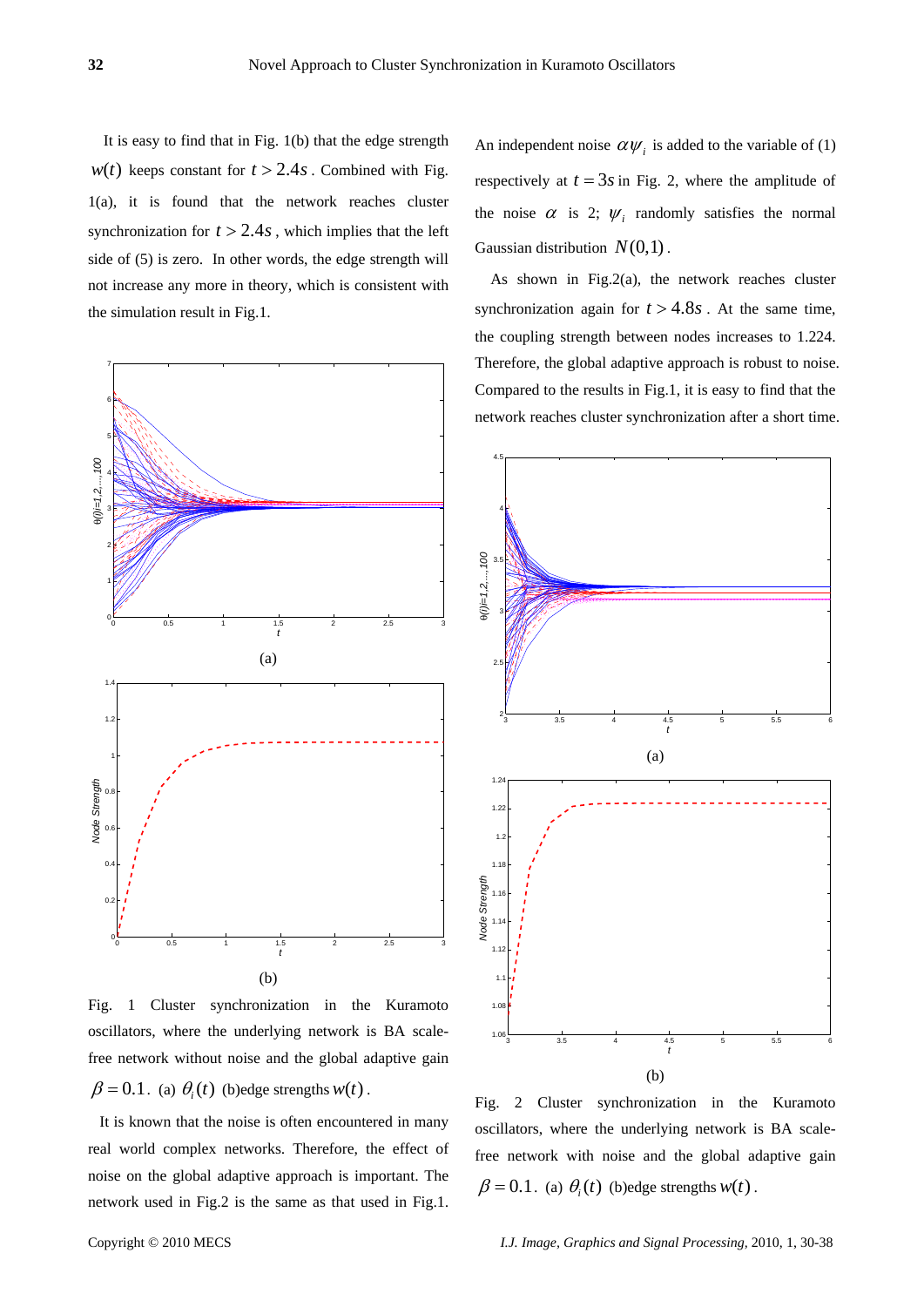It is easy to find that in Fig. 1(b) that the edge strength $w(t)$ keeps constant for $t > 2.4s$. Combined with Fig. 1(a), it is found that the network reaches cluster synchronization for $t > 2.4s$, which implies that the left side of (5) is zero. In other words, the edge strength will not increase any more in theory, which is consistent with the simulation result in Fig.1.

(a)

(b)

Fig. 1 Cluster synchronization in the Kuramoto oscillators, where the underlying network is BA scale-free network without noise and the global adaptive gain $\beta = 0.1$. (a) $\theta_i(t)$ (b)edge strengths $w(t)$.

It is known that the noise is often encountered in many real world complex networks. Therefore, the effect of noise on the global adaptive approach is important. The network used in Fig.2 is the same as that used in Fig.1. An independent noise $\alpha\psi_i$ is added to the variable of (1) respectively at $t = 3s$ in Fig. 2, where the amplitude of the noise $\alpha$ is 2; $\psi_i$ randomly satisfies the normal Gaussian distribution $N(0,1)$.

As shown in Fig.2(a), the network reaches cluster synchronization again for $t > 4.8s$. At the same time, the coupling strength between nodes increases to 1.224. Therefore, the global adaptive approach is robust to noise. Compared to the results in Fig.1, it is easy to find that the network reaches cluster synchronization after a short time.

(a)

(b)

Fig. 2 Cluster synchronization in the Kuramoto oscillators, where the underlying network is BA scale-free network with noise and the global adaptive gain $\beta = 0.1$. (a) $\theta_i(t)$ (b)edge strengths $w(t)$.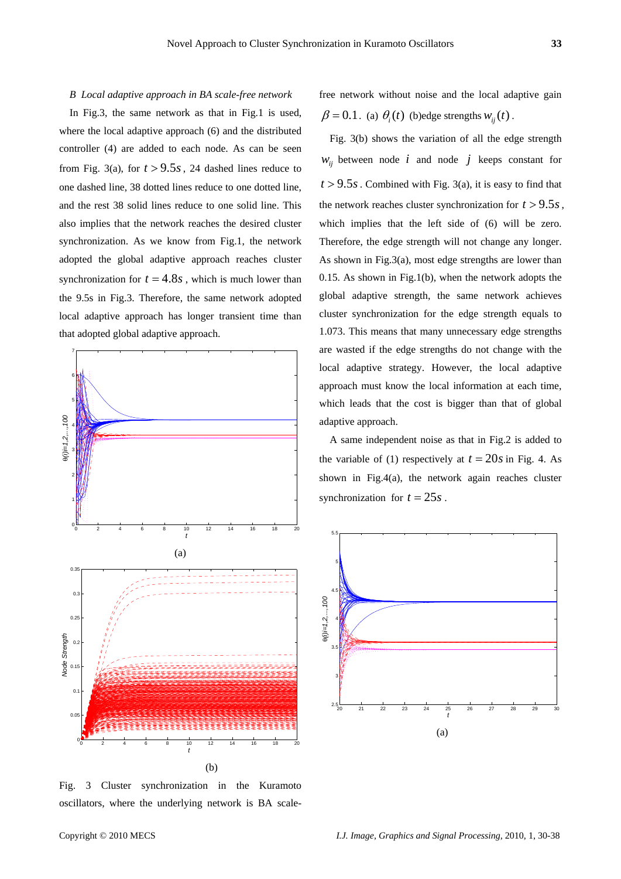*B Local adaptive approach in BA scale-free network*

In Fig.3, the same network as that in Fig.1 is used, where the local adaptive approach (6) and the distributed controller (4) are added to each node. As can be seen from Fig. 3(a), for $t > 9.5s$, 24 dashed lines reduce to one dashed line, 38 dotted lines reduce to one dotted line, and the rest 38 solid lines reduce to one solid line. This also implies that the network reaches the desired cluster synchronization. As we know from Fig.1, the network adopted the global adaptive approach reaches cluster synchronization for $t = 4.8s$, which is much lower than the 9.5s in Fig.3. Therefore, the same network adopted local adaptive approach has longer transient time than that adopted global adaptive approach.

(a)

(b)

Fig. 3 Cluster synchronization in the Kuramoto oscillators, where the underlying network is BA scale-free network without noise and the local adaptive gain $\beta = 0.1$. (a) $\theta_i(t)$ (b)edge strengths $w_{ij}(t)$.

Fig. 3(b) shows the variation of all the edge strength $w_{ij}$ between node $i$ and node $j$ keeps constant for $t > 9.5s$. Combined with Fig. 3(a), it is easy to find that the network reaches cluster synchronization for $t > 9.5s$, which implies that the left side of (6) will be zero. Therefore, the edge strength will not change any longer. As shown in Fig.3(a), most edge strengths are lower than 0.15. As shown in Fig.1(b), when the network adopts the global adaptive strength, the same network achieves cluster synchronization for the edge strength equals to 1.073. This means that many unnecessary edge strengths are wasted if the edge strengths do not change with the local adaptive strategy. However, the local adaptive approach must know the local information at each time, which leads that the cost is bigger than that of global adaptive approach.

A same independent noise as that in Fig.2 is added to the variable of (1) respectively at $t = 20s$ in Fig. 4. As shown in Fig.4(a), the network again reaches cluster synchronization for $t = 25s$.

(a)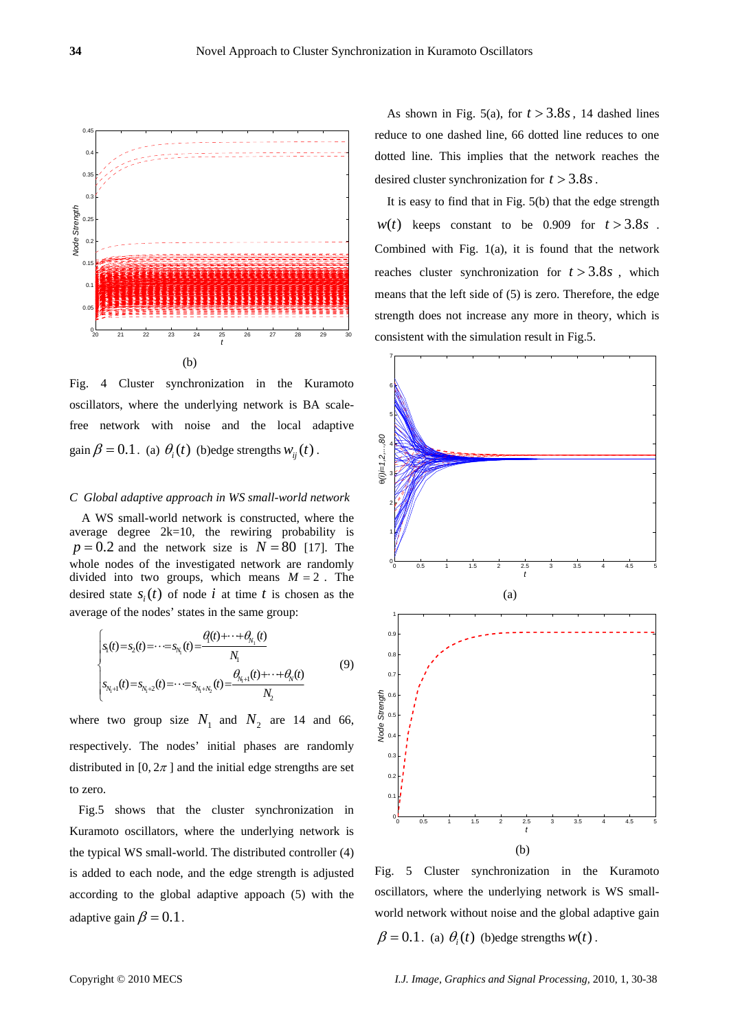(b)

Fig. 4 Cluster synchronization in the Kuramoto oscillators, where the underlying network is BA scale-free network with noise and the local adaptive gain $\beta = 0.1$. (a) $\theta_i(t)$ (b)edge strengths $w_{ij}(t)$.

*C Global adaptive approach in WS small-world network*

A WS small-world network is constructed, where the average degree 2k=10, the rewiring probability is $p = 0.2$ and the network size is $N = 80$ [17]. The whole nodes of the investigated network are randomly divided into two groups, which means $M = 2$. The desired state $s_i(t)$ of node $i$ at time $t$ is chosen as the average of the nodes' states in the same group:

$$\begin{cases} s_1(t) = s_2(t) = \cdots = s_{N_1}(t) = \dfrac{\theta_1(t) + \cdots + \theta_{N_1}(t)}{N_1} \\ s_{N_1+1}(t) = s_{N_1+2}(t) = \cdots = s_{N_1+N_2}(t) = \dfrac{\theta_{N_1+1}(t) + \cdots + \theta_N(t)}{N_2} \end{cases} \tag{9}$$

where two group size $N_1$ and $N_2$ are 14 and 66, respectively. The nodes' initial phases are randomly distributed in $[0, 2\pi]$ and the initial edge strengths are set to zero.

Fig.5 shows that the cluster synchronization in Kuramoto oscillators, where the underlying network is the typical WS small-world. The distributed controller (4) is added to each node, and the edge strength is adjusted according to the global adaptive appoach (5) with the adaptive gain $\beta = 0.1$.

As shown in Fig. 5(a), for $t > 3.8s$, 14 dashed lines reduce to one dashed line, 66 dotted line reduces to one dotted line. This implies that the network reaches the desired cluster synchronization for $t > 3.8s$.

It is easy to find that in Fig. 5(b) that the edge strength $w(t)$ keeps constant to be 0.909 for $t > 3.8s$. Combined with Fig. 1(a), it is found that the network reaches cluster synchronization for $t > 3.8s$, which means that the left side of (5) is zero. Therefore, the edge strength does not increase any more in theory, which is consistent with the simulation result in Fig.5.

(a)

(b)

Fig. 5 Cluster synchronization in the Kuramoto oscillators, where the underlying network is WS small-world network without noise and the global adaptive gain $\beta = 0.1$. (a) $\theta_i(t)$ (b)edge strengths $w(t)$.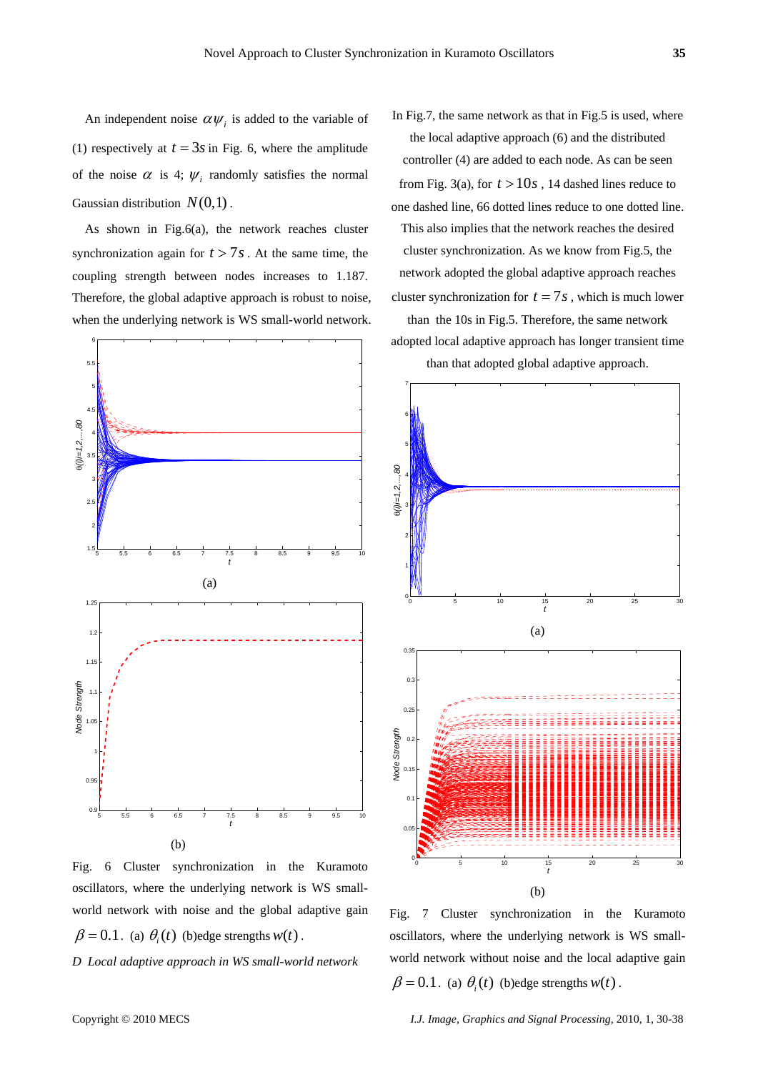An independent noise $\alpha\psi_i$ is added to the variable of (1) respectively at $t = 3s$ in Fig. 6, where the amplitude of the noise $\alpha$ is 4; $\psi_i$ randomly satisfies the normal Gaussian distribution $N(0,1)$.

As shown in Fig.6(a), the network reaches cluster synchronization again for $t > 7s$. At the same time, the coupling strength between nodes increases to 1.187. Therefore, the global adaptive approach is robust to noise, when the underlying network is WS small-world network.

(a)

(b)

Fig. 6 Cluster synchronization in the Kuramoto oscillators, where the underlying network is WS small-world network with noise and the global adaptive gain $\beta = 0.1$. (a) $\theta_i(t)$ (b)edge strengths $w(t)$.

*D Local adaptive approach in WS small-world network*

In Fig.7, the same network as that in Fig.5 is used, where the local adaptive approach (6) and the distributed controller (4) are added to each node. As can be seen from Fig. 3(a), for $t > 10s$, 14 dashed lines reduce to one dashed line, 66 dotted lines reduce to one dotted line. This also implies that the network reaches the desired cluster synchronization. As we know from Fig.5, the network adopted the global adaptive approach reaches cluster synchronization for $t = 7s$, which is much lower than the 10s in Fig.5. Therefore, the same network adopted local adaptive approach has longer transient time than that adopted global adaptive approach.

(a)

(b)

Fig. 7 Cluster synchronization in the Kuramoto oscillators, where the underlying network is WS small-world network without noise and the local adaptive gain $\beta = 0.1$. (a) $\theta_i(t)$ (b)edge strengths $w(t)$.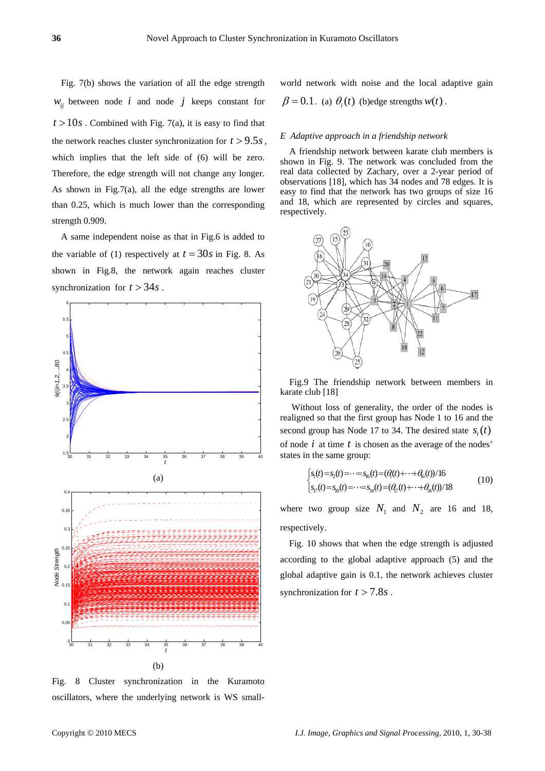Fig. 7(b) shows the variation of all the edge strength $w_{ij}$ between node $i$ and node $j$ keeps constant for $t > 10s$. Combined with Fig. 7(a), it is easy to find that the network reaches cluster synchronization for $t > 9.5s$, which implies that the left side of (6) will be zero. Therefore, the edge strength will not change any longer. As shown in Fig.7(a), all the edge strengths are lower than 0.25, which is much lower than the corresponding strength 0.909.

A same independent noise as that in Fig.6 is added to the variable of (1) respectively at $t = 30s$ in Fig. 8. As shown in Fig.8, the network again reaches cluster synchronization for $t > 34s$.

(a)

(b)

Fig. 8 Cluster synchronization in the Kuramoto oscillators, where the underlying network is WS small-world network with noise and the local adaptive gain $\beta = 0.1$. (a) $\theta_i(t)$ (b)edge strengths $w(t)$.

### E Adaptive approach in a friendship network

A friendship network between karate club members is shown in Fig. 9. The network was concluded from the real data collected by Zachary, over a 2-year period of observations [18], which has 34 nodes and 78 edges. It is easy to find that the network has two groups of size 16 and 18, which are represented by circles and squares, respectively.

Fig.9 The friendship network between members in karate club [18]

Without loss of generality, the order of the nodes is realigned so that the first group has Node 1 to 16 and the second group has Node 17 to 34. The desired state $s_i(t)$ of node $i$ at time $t$ is chosen as the average of the nodes' states in the same group:

$$\begin{cases} s_1(t) = s_2(t) = \cdots = s_{16}(t) = (\theta_1(t) + \cdots + \theta_{16}(t))/16 \\ s_{17}(t) = s_{18}(t) = \cdots = s_{34}(t) = (\theta_{17}(t) + \cdots + \theta_{34}(t))/18 \end{cases} \quad (10)$$

where two group size $N_1$ and $N_2$ are 16 and 18, respectively.

Fig. 10 shows that when the edge strength is adjusted according to the global adaptive approach (5) and the global adaptive gain is 0.1, the network achieves cluster synchronization for $t > 7.8s$.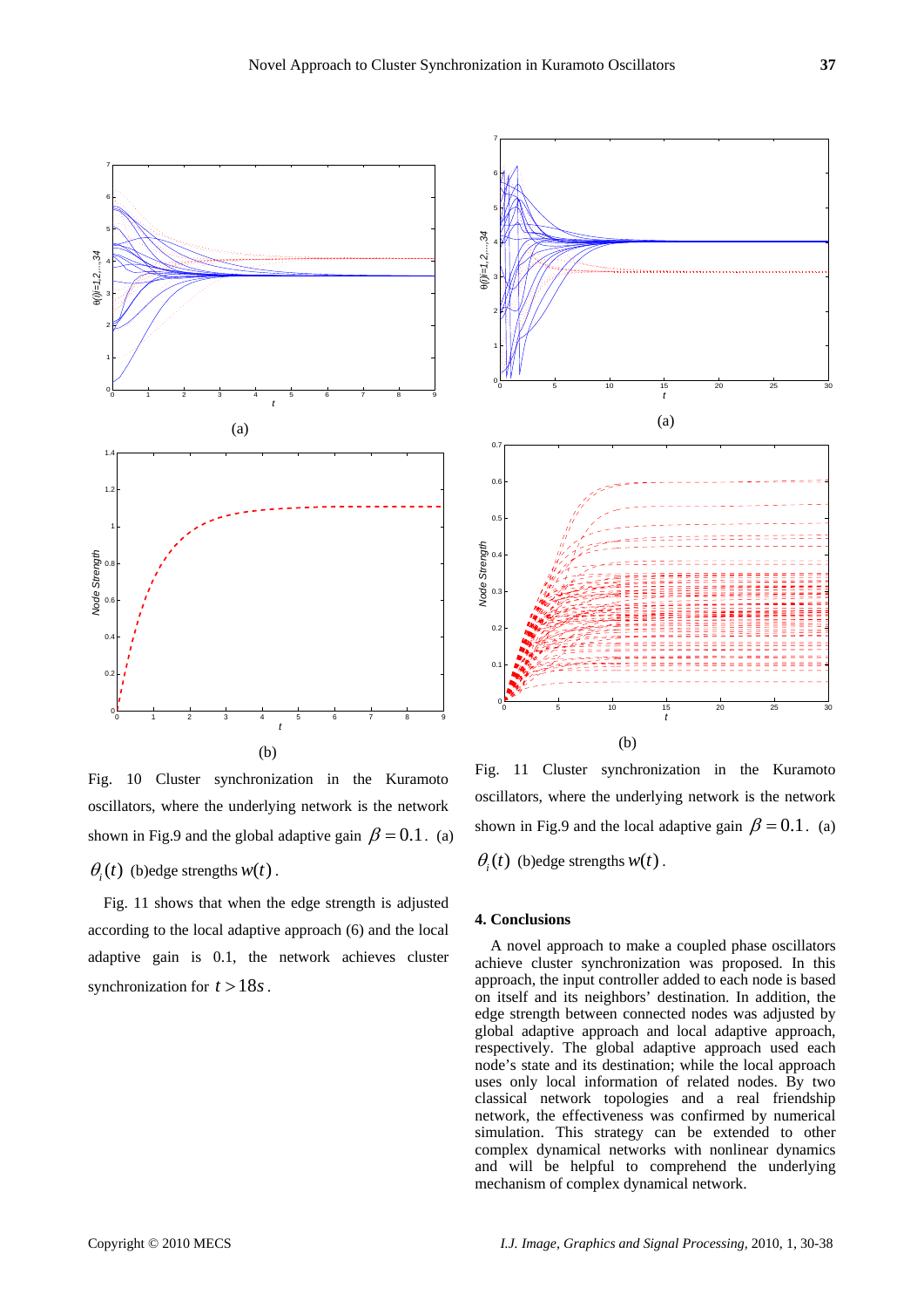(a)

(b)

Fig. 10 Cluster synchronization in the Kuramoto oscillators, where the underlying network is the network shown in Fig.9 and the global adaptive gain $\beta = 0.1$. (a) $\theta_i(t)$ (b)edge strengths $w(t)$.

Fig. 11 shows that when the edge strength is adjusted according to the local adaptive approach (6) and the local adaptive gain is 0.1, the network achieves cluster synchronization for $t > 18s$.

(a)

(b)

Fig. 11 Cluster synchronization in the Kuramoto oscillators, where the underlying network is the network shown in Fig.9 and the local adaptive gain $\beta = 0.1$. (a) $\theta_i(t)$ (b)edge strengths $w(t)$.

## 4. Conclusions

A novel approach to make a coupled phase oscillators achieve cluster synchronization was proposed. In this approach, the input controller added to each node is based on itself and its neighbors' destination. In addition, the edge strength between connected nodes was adjusted by global adaptive approach and local adaptive approach, respectively. The global adaptive approach used each node's state and its destination; while the local approach uses only local information of related nodes. By two classical network topologies and a real friendship network, the effectiveness was confirmed by numerical simulation. This strategy can be extended to other complex dynamical networks with nonlinear dynamics and will be helpful to comprehend the underlying mechanism of complex dynamical network.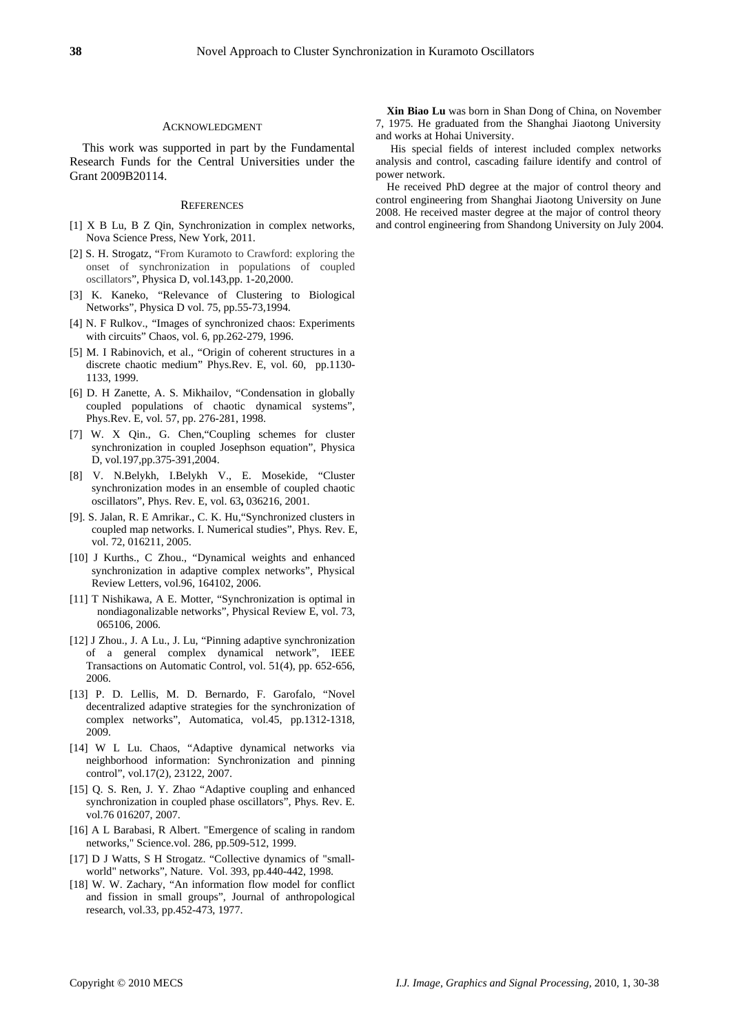## ACKNOWLEDGMENT

This work was supported in part by the Fundamental Research Funds for the Central Universities under the Grant 2009B20114.

## REFERENCES

[1] X B Lu, B Z Qin, Synchronization in complex networks, Nova Science Press, New York, 2011.

[2] S. H. Strogatz, "From Kuramoto to Crawford: exploring the onset of synchronization in populations of coupled oscillators", Physica D, vol.143,pp. 1-20,2000.

[3] K. Kaneko, "Relevance of Clustering to Biological Networks", Physica D vol. 75, pp.55-73,1994.

[4] N. F Rulkov., "Images of synchronized chaos: Experiments with circuits" Chaos, vol. 6, pp.262-279, 1996.

[5] M. I Rabinovich, et al., "Origin of coherent structures in a discrete chaotic medium" Phys.Rev. E, vol. 60, pp.1130-1133, 1999.

[6] D. H Zanette, A. S. Mikhailov, "Condensation in globally coupled populations of chaotic dynamical systems", Phys.Rev. E, vol. 57, pp. 276-281, 1998.

[7] W. X Qin., G. Chen,"Coupling schemes for cluster synchronization in coupled Josephson equation", Physica D, vol.197,pp.375-391,2004.

[8] V. N.Belykh, I.Belykh V., E. Mosekide, "Cluster synchronization modes in an ensemble of coupled chaotic oscillators", Phys. Rev. E, vol. 63**,** 036216, 2001.

[9]. S. Jalan, R. E Amrikar., C. K. Hu,"Synchronized clusters in coupled map networks. I. Numerical studies", Phys. Rev. E, vol. 72, 016211, 2005.

[10] J Kurths., C Zhou., "Dynamical weights and enhanced synchronization in adaptive complex networks", Physical Review Letters, vol.96, 164102, 2006.

[11] T Nishikawa, A E. Motter, "Synchronization is optimal in nondiagonalizable networks", Physical Review E, vol. 73, 065106, 2006.

[12] J Zhou., J. A Lu., J. Lu, "Pinning adaptive synchronization of a general complex dynamical network", IEEE Transactions on Automatic Control, vol. 51(4), pp. 652-656, 2006.

[13] P. D. Lellis, M. D. Bernardo, F. Garofalo, "Novel decentralized adaptive strategies for the synchronization of complex networks", Automatica, vol.45, pp.1312-1318, 2009.

[14] W L Lu. Chaos, "Adaptive dynamical networks via neighborhood information: Synchronization and pinning control", vol.17(2), 23122, 2007.

[15] Q. S. Ren, J. Y. Zhao "Adaptive coupling and enhanced synchronization in coupled phase oscillators", Phys. Rev. E. vol.76 016207, 2007.

[16] A L Barabasi, R Albert. "Emergence of scaling in random networks," Science.vol. 286, pp.509-512, 1999.

[17] D J Watts, S H Strogatz. "Collective dynamics of "small-world" networks", Nature. Vol. 393, pp.440-442, 1998.

[18] W. W. Zachary, "An information flow model for conflict and fission in small groups", Journal of anthropological research, vol.33, pp.452-473, 1977.

**Xin Biao Lu** was born in Shan Dong of China, on November 7, 1975. He graduated from the Shanghai Jiaotong University and works at Hohai University.

His special fields of interest included complex networks analysis and control, cascading failure identify and control of power network.

He received PhD degree at the major of control theory and control engineering from Shanghai Jiaotong University on June 2008. He received master degree at the major of control theory and control engineering from Shandong University on July 2004.